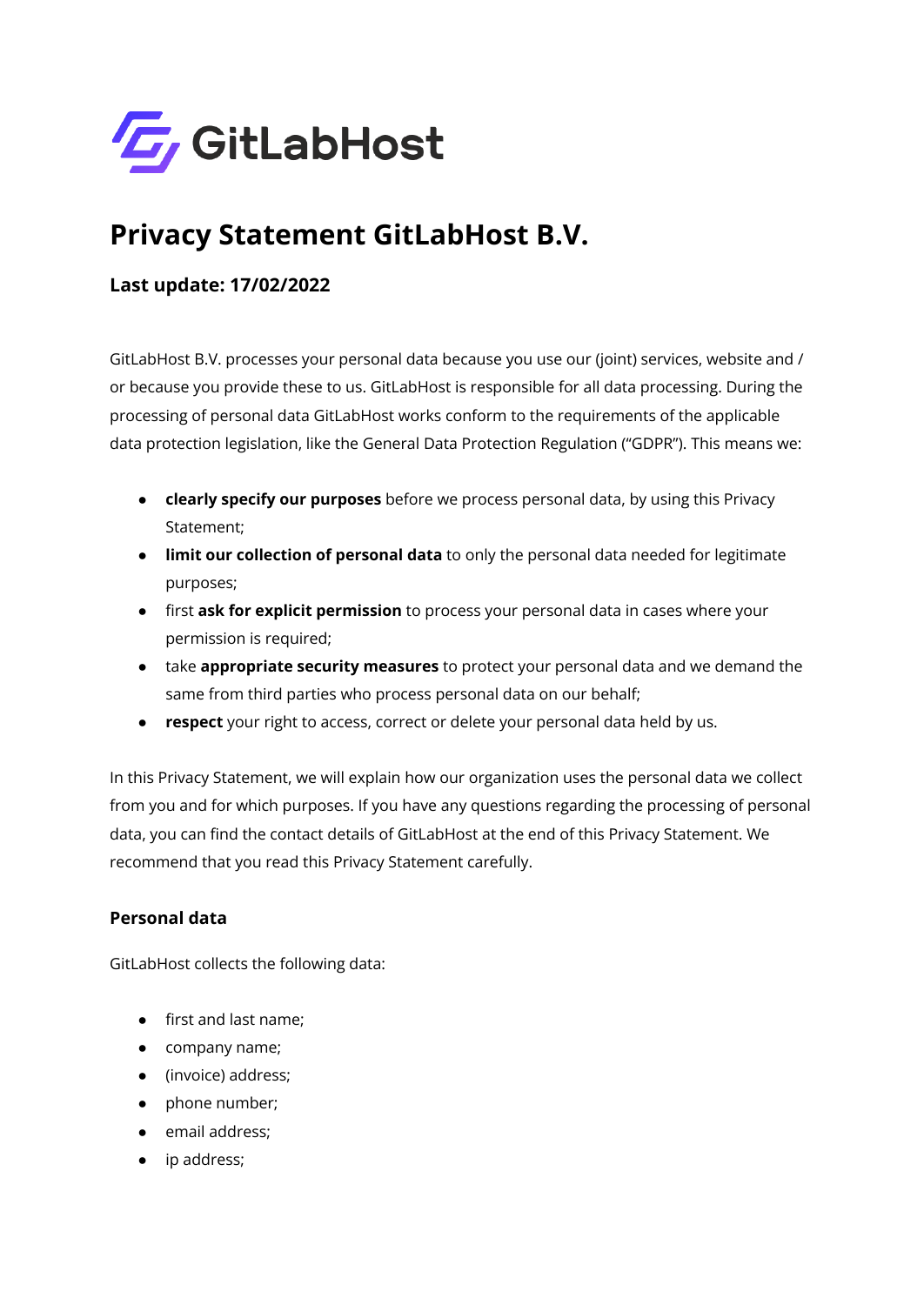GitLabHost

# Privacy Statement GitLabHost B.V.

### Last update: 17/02/2022

GitLabHost B.V. processes your personal data because you use our (joint) services, website and / or because you provide these to us. GitLabHost is responsible for all data processing. During the processing of personal data GitLabHost works conform to the requirements of the applicable data protection legislation, like the General Data Protection Regulation ("GDPR"). This means we:

- **clearly specify our purposes** before we process personal data, by using this Privacy Statement;
- **limit our collection of personal data** to only the personal data needed for legitimate purposes;
- first **ask for explicit permission** to process your personal data in cases where your permission is required;
- take **appropriate security measures** to protect your personal data and we demand the same from third parties who process personal data on our behalf;
- **respect** your right to access, correct or delete your personal data held by us.

In this Privacy Statement, we will explain how our organization uses the personal data we collect from you and for which purposes. If you have any questions regarding the processing of personal data, you can find the contact details of GitLabHost at the end of this Privacy Statement. We recommend that you read this Privacy Statement carefully.

### Personal data

GitLabHost collects the following data:

- first and last name;
- company name;
- (invoice) address;
- phone number;
- email address;
- ip address;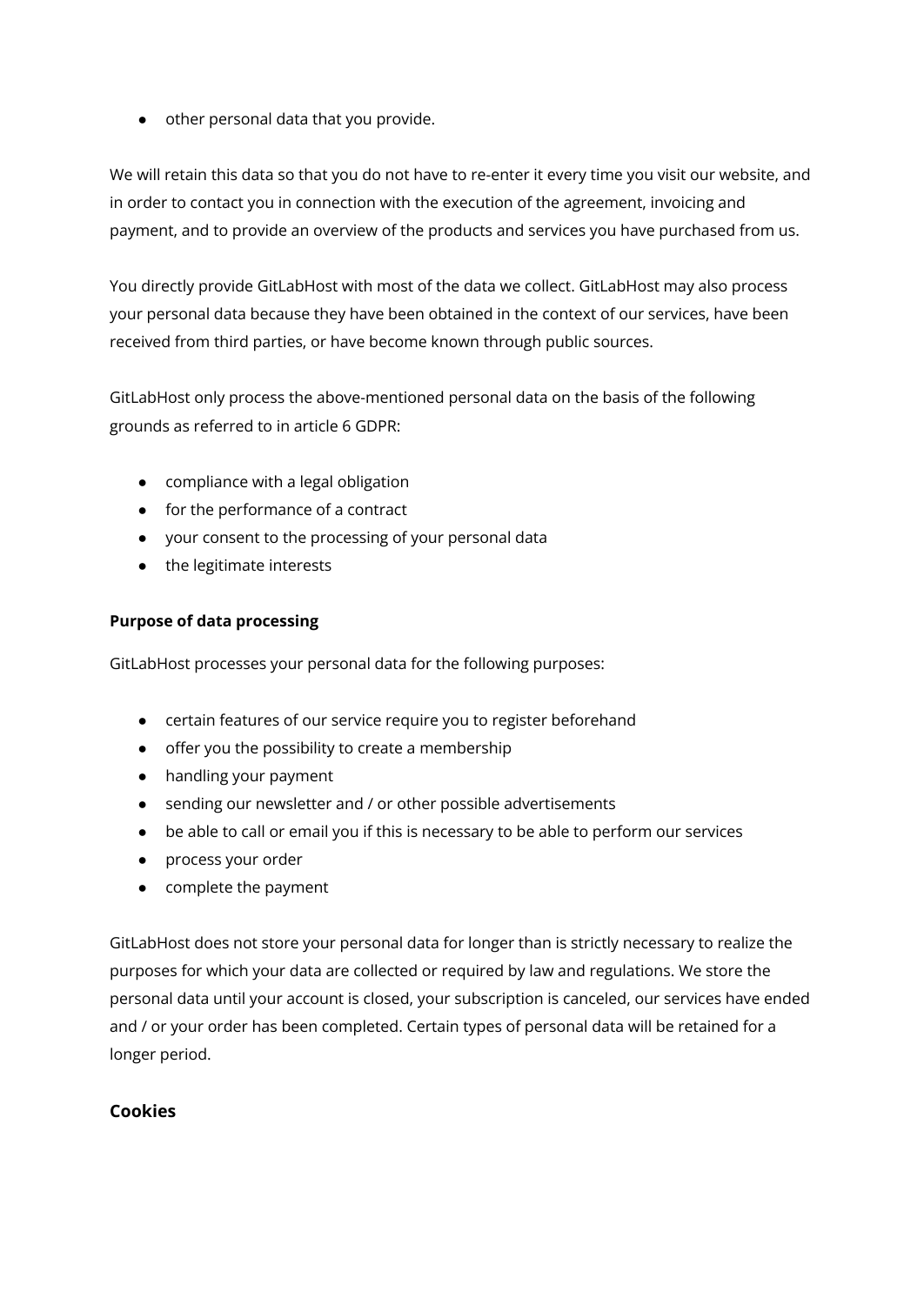- other personal data that you provide.

We will retain this data so that you do not have to re-enter it every time you visit our website, and in order to contact you in connection with the execution of the agreement, invoicing and payment, and to provide an overview of the products and services you have purchased from us.

You directly provide GitLabHost with most of the data we collect. GitLabHost may also process your personal data because they have been obtained in the context of our services, have been received from third parties, or have become known through public sources.

GitLabHost only process the above-mentioned personal data on the basis of the following grounds as referred to in article 6 GDPR:

- compliance with a legal obligation
- for the performance of a contract
- your consent to the processing of your personal data
- the legitimate interests

**Purpose of data processing**

GitLabHost processes your personal data for the following purposes:

- certain features of our service require you to register beforehand
- offer you the possibility to create a membership
- handling your payment
- sending our newsletter and / or other possible advertisements
- be able to call or email you if this is necessary to be able to perform our services
- process your order
- complete the payment

GitLabHost does not store your personal data for longer than is strictly necessary to realize the purposes for which your data are collected or required by law and regulations. We store the personal data until your account is closed, your subscription is canceled, our services have ended and / or your order has been completed. Certain types of personal data will be retained for a longer period.

## Cookies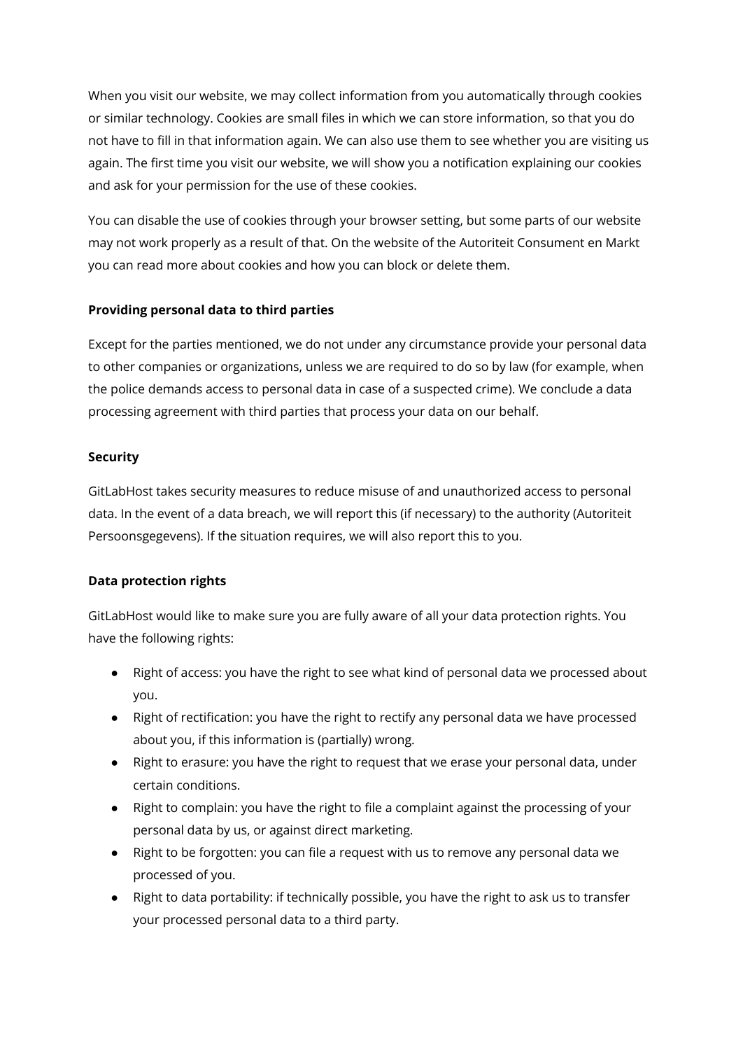When you visit our website, we may collect information from you automatically through cookies or similar technology. Cookies are small files in which we can store information, so that you do not have to fill in that information again. We can also use them to see whether you are visiting us again. The first time you visit our website, we will show you a notification explaining our cookies and ask for your permission for the use of these cookies.

You can disable the use of cookies through your browser setting, but some parts of our website may not work properly as a result of that. On the website of the Autoriteit Consument en Markt you can read more about cookies and how you can block or delete them.

**Providing personal data to third parties**

Except for the parties mentioned, we do not under any circumstance provide your personal data to other companies or organizations, unless we are required to do so by law (for example, when the police demands access to personal data in case of a suspected crime). We conclude a data processing agreement with third parties that process your data on our behalf.

**Security**

GitLabHost takes security measures to reduce misuse of and unauthorized access to personal data. In the event of a data breach, we will report this (if necessary) to the authority (Autoriteit Persoonsgegevens). If the situation requires, we will also report this to you.

**Data protection rights**

GitLabHost would like to make sure you are fully aware of all your data protection rights. You have the following rights:

- Right of access: you have the right to see what kind of personal data we processed about you.
- Right of rectification: you have the right to rectify any personal data we have processed about you, if this information is (partially) wrong.
- Right to erasure: you have the right to request that we erase your personal data, under certain conditions.
- Right to complain: you have the right to file a complaint against the processing of your personal data by us, or against direct marketing.
- Right to be forgotten: you can file a request with us to remove any personal data we processed of you.
- Right to data portability: if technically possible, you have the right to ask us to transfer your processed personal data to a third party.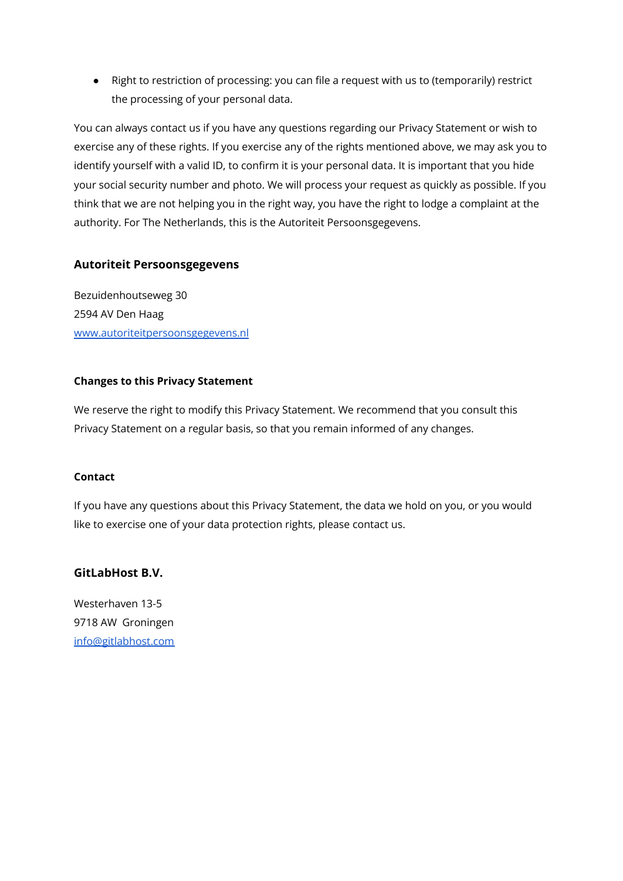- Right to restriction of processing: you can file a request with us to (temporarily) restrict the processing of your personal data.

You can always contact us if you have any questions regarding our Privacy Statement or wish to exercise any of these rights. If you exercise any of the rights mentioned above, we may ask you to identify yourself with a valid ID, to confirm it is your personal data. It is important that you hide your social security number and photo. We will process your request as quickly as possible. If you think that we are not helping you in the right way, you have the right to lodge a complaint at the authority. For The Netherlands, this is the Autoriteit Persoonsgegevens.

## Autoriteit Persoonsgegevens

Bezuidenhoutseweg 30
2594 AV Den Haag
[www.autoriteitpersoonsgegevens.nl](http://www.autoriteitpersoonsgegevens.nl)

### Changes to this Privacy Statement

We reserve the right to modify this Privacy Statement. We recommend that you consult this Privacy Statement on a regular basis, so that you remain informed of any changes.

### Contact

If you have any questions about this Privacy Statement, the data we hold on you, or you would like to exercise one of your data protection rights, please contact us.

## GitLabHost B.V.

Westerhaven 13-5
9718 AW  Groningen
[info@gitlabhost.com](mailto:info@gitlabhost.com)